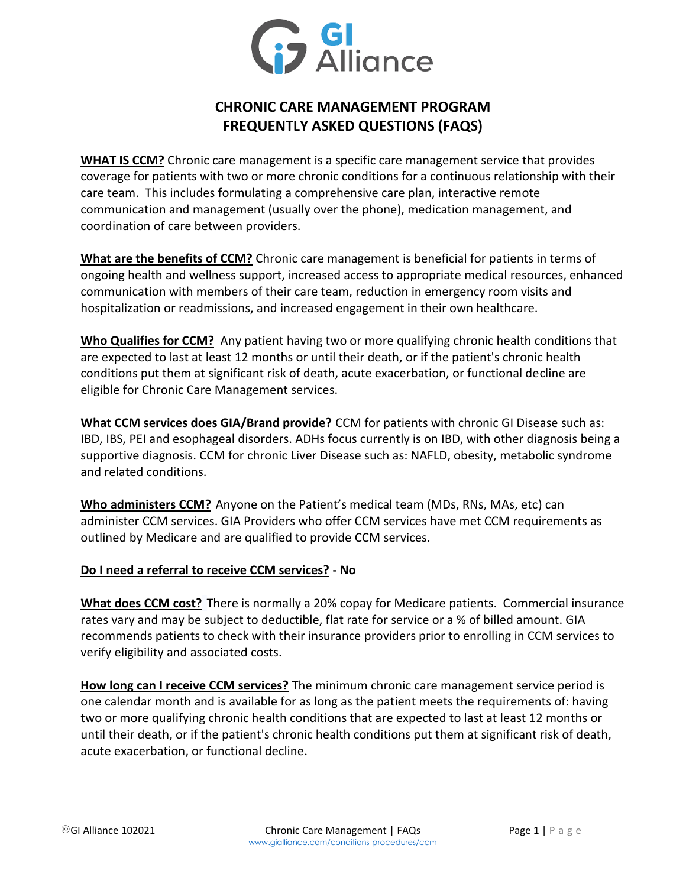# CHRONIC CARE MANAGEMENT PROGRAM
# FREQUENTLY ASKED QUESTIONS (FAQS)

**WHAT IS CCM?** Chronic care management is a specific care management service that provides coverage for patients with two or more chronic conditions for a continuous relationship with their care team. This includes formulating a comprehensive care plan, interactive remote communication and management (usually over the phone), medication management, and coordination of care between providers.

**What are the benefits of CCM?** Chronic care management is beneficial for patients in terms of ongoing health and wellness support, increased access to appropriate medical resources, enhanced communication with members of their care team, reduction in emergency room visits and hospitalization or readmissions, and increased engagement in their own healthcare.

**Who Qualifies for CCM?** Any patient having two or more qualifying chronic health conditions that are expected to last at least 12 months or until their death, or if the patient's chronic health conditions put them at significant risk of death, acute exacerbation, or functional decline are eligible for Chronic Care Management services.

**What CCM services does GIA/Brand provide?** CCM for patients with chronic GI Disease such as: IBD, IBS, PEI and esophageal disorders. ADHs focus currently is on IBD, with other diagnosis being a supportive diagnosis. CCM for chronic Liver Disease such as: NAFLD, obesity, metabolic syndrome and related conditions.

**Who administers CCM?** Anyone on the Patient's medical team (MDs, RNs, MAs, etc) can administer CCM services. GIA Providers who offer CCM services have met CCM requirements as outlined by Medicare and are qualified to provide CCM services.

**Do I need a referral to receive CCM services? - No**

**What does CCM cost?** There is normally a 20% copay for Medicare patients. Commercial insurance rates vary and may be subject to deductible, flat rate for service or a % of billed amount. GIA recommends patients to check with their insurance providers prior to enrolling in CCM services to verify eligibility and associated costs.

**How long can I receive CCM services?** The minimum chronic care management service period is one calendar month and is available for as long as the patient meets the requirements of: having two or more qualifying chronic health conditions that are expected to last at least 12 months or until their death, or if the patient's chronic health conditions put them at significant risk of death, acute exacerbation, or functional decline.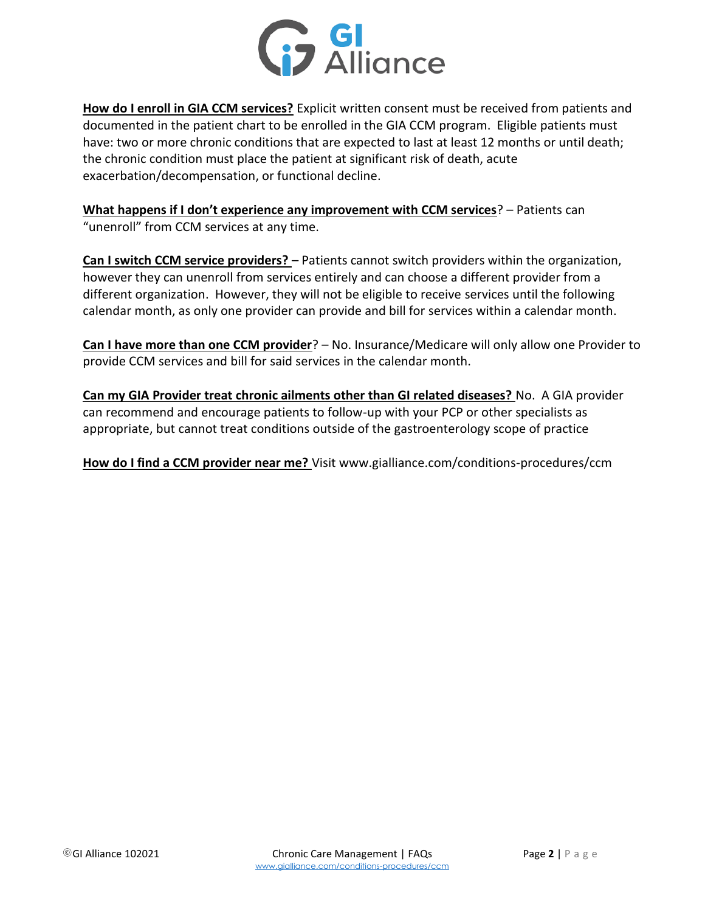**How do I enroll in GIA CCM services?** Explicit written consent must be received from patients and documented in the patient chart to be enrolled in the GIA CCM program. Eligible patients must have: two or more chronic conditions that are expected to last at least 12 months or until death; the chronic condition must place the patient at significant risk of death, acute exacerbation/decompensation, or functional decline.

**What happens if I don't experience any improvement with CCM services**? – Patients can "unenroll" from CCM services at any time.

**Can I switch CCM service providers?** – Patients cannot switch providers within the organization, however they can unenroll from services entirely and can choose a different provider from a different organization. However, they will not be eligible to receive services until the following calendar month, as only one provider can provide and bill for services within a calendar month.

**Can I have more than one CCM provider**? – No. Insurance/Medicare will only allow one Provider to provide CCM services and bill for said services in the calendar month.

**Can my GIA Provider treat chronic ailments other than GI related diseases?** No. A GIA provider can recommend and encourage patients to follow-up with your PCP or other specialists as appropriate, but cannot treat conditions outside of the gastroenterology scope of practice

**How do I find a CCM provider near me?** Visit www.gialliance.com/conditions-procedures/ccm